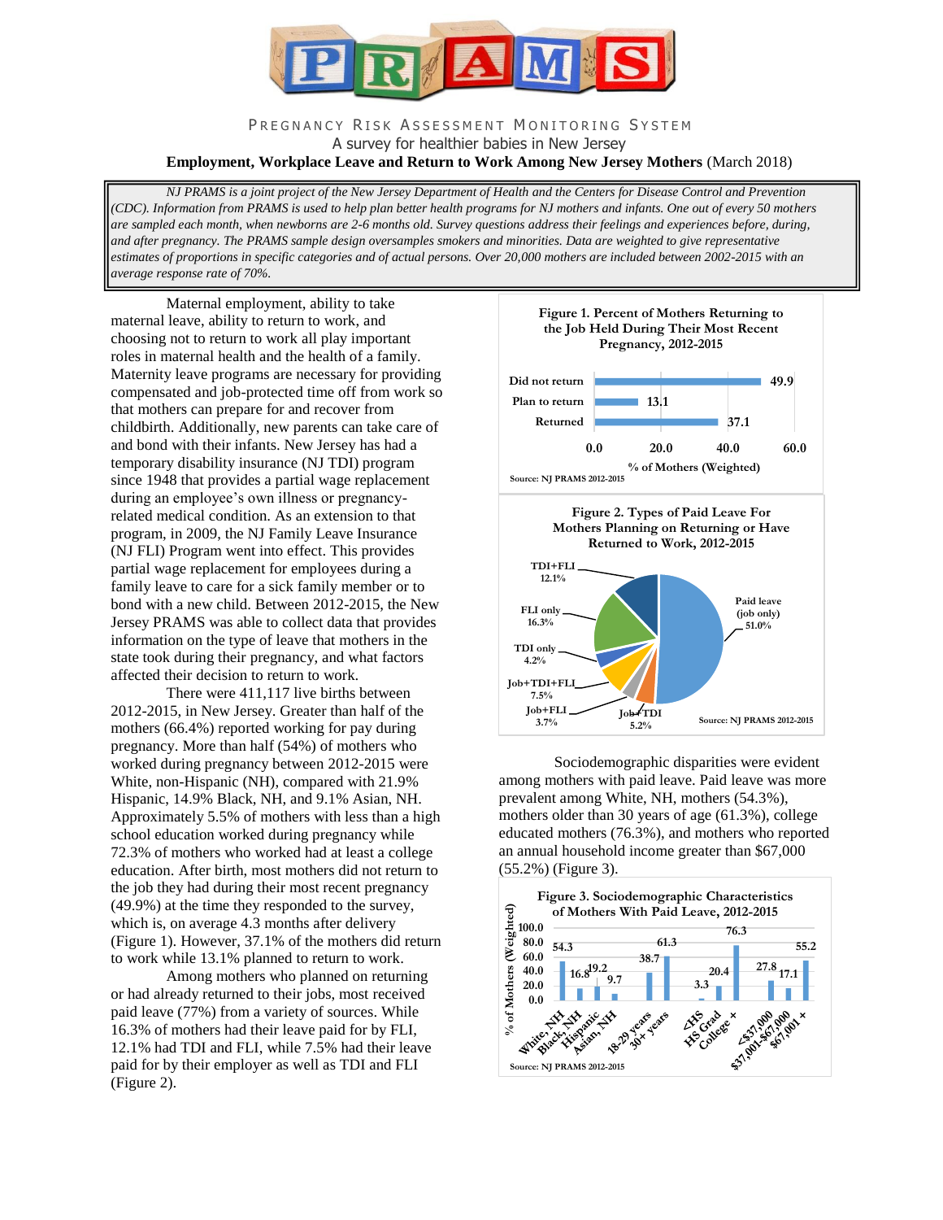# PRAMS

PREGNANCY RISK ASSESSMENT MONITORING SYSTEM

A survey for healthier babies in New Jersey

**Employment, Workplace Leave and Return to Work Among New Jersey Mothers** (March 2018)

*NJ PRAMS is a joint project of the New Jersey Department of Health and the Centers for Disease Control and Prevention (CDC). Information from PRAMS is used to help plan better health programs for NJ mothers and infants. One out of every 50 mothers are sampled each month, when newborns are 2-6 months old. Survey questions address their feelings and experiences before, during, and after pregnancy. The PRAMS sample design oversamples smokers and minorities. Data are weighted to give representative estimates of proportions in specific categories and of actual persons. Over 20,000 mothers are included between 2002-2015 with an average response rate of 70%.*

Maternal employment, ability to take maternal leave, ability to return to work, and choosing not to return to work all play important roles in maternal health and the health of a family. Maternity leave programs are necessary for providing compensated and job-protected time off from work so that mothers can prepare for and recover from childbirth. Additionally, new parents can take care of and bond with their infants. New Jersey has had a temporary disability insurance (NJ TDI) program since 1948 that provides a partial wage replacement during an employee's own illness or pregnancy-related medical condition. As an extension to that program, in 2009, the NJ Family Leave Insurance (NJ FLI) Program went into effect. This provides partial wage replacement for employees during a family leave to care for a sick family member or to bond with a new child. Between 2012-2015, the New Jersey PRAMS was able to collect data that provides information on the type of leave that mothers in the state took during their pregnancy, and what factors affected their decision to return to work.

There were 411,117 live births between 2012-2015, in New Jersey. Greater than half of the mothers (66.4%) reported working for pay during pregnancy. More than half (54%) of mothers who worked during pregnancy between 2012-2015 were White, non-Hispanic (NH), compared with 21.9% Hispanic, 14.9% Black, NH, and 9.1% Asian, NH. Approximately 5.5% of mothers with less than a high school education worked during pregnancy while 72.3% of mothers who worked had at least a college education. After birth, most mothers did not return to the job they had during their most recent pregnancy (49.9%) at the time they responded to the survey, which is, on average 4.3 months after delivery (Figure 1). However, 37.1% of the mothers did return to work while 13.1% planned to return to work.

Among mothers who planned on returning or had already returned to their jobs, most received paid leave (77%) from a variety of sources. While 16.3% of mothers had their leave paid for by FLI, 12.1% had TDI and FLI, while 7.5% had their leave paid for by their employer as well as TDI and FLI (Figure 2).

**Figure 1. Percent of Mothers Returning to the Job Held During Their Most Recent Pregnancy, 2012-2015**

| Status | % of Mothers (Weighted) |
|---|---|
| Did not return | 49.9 |
| Plan to return | 13.1 |
| Returned | 37.1 |

Source: NJ PRAMS 2012-2015

**Figure 2. Types of Paid Leave For Mothers Planning on Returning or Have Returned to Work, 2012-2015**

| Type of Paid Leave | % |
|---|---|
| Paid leave (job only) | 51.0% |
| TDI+FLI | 12.1% |
| FLI only | 16.3% |
| TDI only | 4.2% |
| Job+TDI+FLI | 7.5% |
| Job+FLI | 3.7% |
| Job+TDI | 5.2% |

Source: NJ PRAMS 2012-2015

Sociodemographic disparities were evident among mothers with paid leave. Paid leave was more prevalent among White, NH, mothers (54.3%), mothers older than 30 years of age (61.3%), college educated mothers (76.3%), and mothers who reported an annual household income greater than $67,000 (55.2%) (Figure 3).

**Figure 3. Sociodemographic Characteristics of Mothers With Paid Leave, 2012-2015**

| Characteristic | % of Mothers (Weighted) |
|---|---|
| White, NH | 54.3 |
| Black, NH | 16.8 |
| Hispanic | 19.2 |
| Asian, NH | 9.7 |
| 18-29 years | 38.7 |
| 30+ years | 61.3 |
| <HS | 3.3 |
| HS Grad | 20.4 |
| College + | 76.3 |
| <$37,000 | 27.8 |
| $37,001-$67,000 | 17.1 |
| $67,001 + | 55.2 |

Source: NJ PRAMS 2012-2015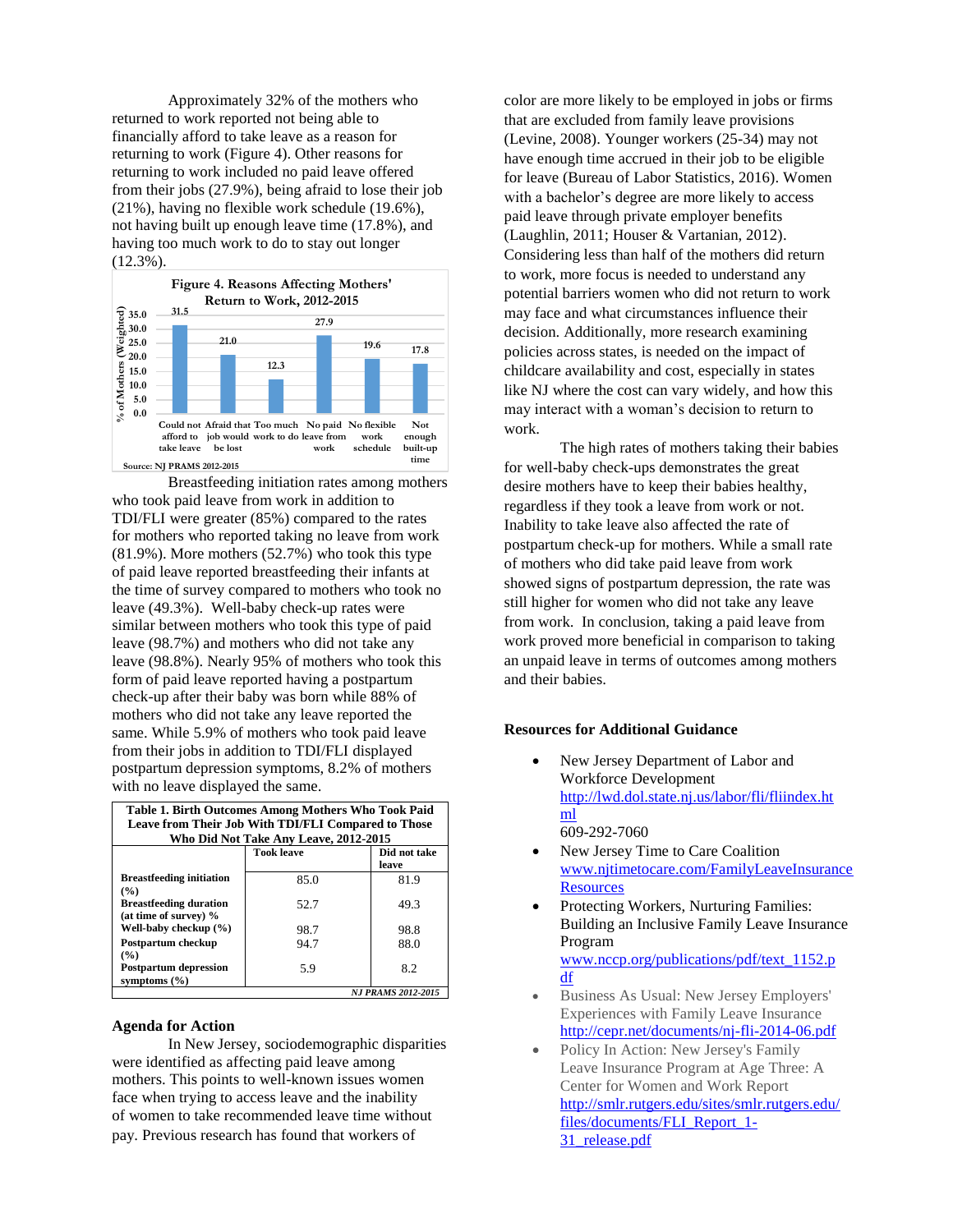Approximately 32% of the mothers who returned to work reported not being able to financially afford to take leave as a reason for returning to work (Figure 4). Other reasons for returning to work included no paid leave offered from their jobs (27.9%), being afraid to lose their job (21%), having no flexible work schedule (19.6%), not having built up enough leave time (17.8%), and having too much work to do to stay out longer (12.3%).

**Figure 4. Reasons Affecting Mothers' Return to Work, 2012-2015**

| Reason | % of Mothers (Weighted) |
|---|---|
| Could not afford to take leave | 31.5 |
| Afraid that job would be lost | 21.0 |
| Too much work to do | 12.3 |
| No paid leave from work | 27.9 |
| No flexible work schedule | 19.6 |
| Not enough built-up time | 17.8 |

Source: NJ PRAMS 2012-2015

Breastfeeding initiation rates among mothers who took paid leave from work in addition to TDI/FLI were greater (85%) compared to the rates for mothers who reported taking no leave from work (81.9%). More mothers (52.7%) who took this type of paid leave reported breastfeeding their infants at the time of survey compared to mothers who took no leave (49.3%). Well-baby check-up rates were similar between mothers who took this type of paid leave (98.7%) and mothers who did not take any leave (98.8%). Nearly 95% of mothers who took this form of paid leave reported having a postpartum check-up after their baby was born while 88% of mothers who did not take any leave reported the same. While 5.9% of mothers who took paid leave from their jobs in addition to TDI/FLI displayed postpartum depression symptoms, 8.2% of mothers with no leave displayed the same.

**Table 1. Birth Outcomes Among Mothers Who Took Paid Leave from Their Job With TDI/FLI Compared to Those Who Did Not Take Any Leave, 2012-2015**

| | Took leave | Did not take leave |
|---|---|---|
| **Breastfeeding initiation (%)** | 85.0 | 81.9 |
| **Breastfeeding duration (at time of survey) %** | 52.7 | 49.3 |
| **Well-baby checkup (%)** | 98.7 | 98.8 |
| **Postpartum checkup (%)** | 94.7 | 88.0 |
| **Postpartum depression symptoms (%)** | 5.9 | 8.2 |

*NJ PRAMS 2012-2015*

## Agenda for Action

In New Jersey, sociodemographic disparities were identified as affecting paid leave among mothers. This points to well-known issues women face when trying to access leave and the inability of women to take recommended leave time without pay. Previous research has found that workers of color are more likely to be employed in jobs or firms that are excluded from family leave provisions (Levine, 2008). Younger workers (25-34) may not have enough time accrued in their job to be eligible for leave (Bureau of Labor Statistics, 2016). Women with a bachelor's degree are more likely to access paid leave through private employer benefits (Laughlin, 2011; Houser & Vartanian, 2012). Considering less than half of the mothers did return to work, more focus is needed to understand any potential barriers women who did not return to work may face and what circumstances influence their decision. Additionally, more research examining policies across states, is needed on the impact of childcare availability and cost, especially in states like NJ where the cost can vary widely, and how this may interact with a woman's decision to return to work.

The high rates of mothers taking their babies for well-baby check-ups demonstrates the great desire mothers have to keep their babies healthy, regardless if they took a leave from work or not. Inability to take leave also affected the rate of postpartum check-up for mothers. While a small rate of mothers who did take paid leave from work showed signs of postpartum depression, the rate was still higher for women who did not take any leave from work. In conclusion, taking a paid leave from work proved more beneficial in comparison to taking an unpaid leave in terms of outcomes among mothers and their babies.

### Resources for Additional Guidance

- New Jersey Department of Labor and Workforce Development
  http://lwd.dol.state.nj.us/labor/fli/fliindex.html
  609-292-7060
- New Jersey Time to Care Coalition
  www.njtimetocare.com/FamilyLeaveInsuranceResources
- Protecting Workers, Nurturing Families: Building an Inclusive Family Leave Insurance Program
  www.nccp.org/publications/pdf/text_1152.pdf
- Business As Usual: New Jersey Employers' Experiences with Family Leave Insurance
  http://cepr.net/documents/nj-fli-2014-06.pdf
- Policy In Action: New Jersey's Family Leave Insurance Program at Age Three: A Center for Women and Work Report
  http://smlr.rutgers.edu/sites/smlr.rutgers.edu/files/documents/FLI_Report_1-31_release.pdf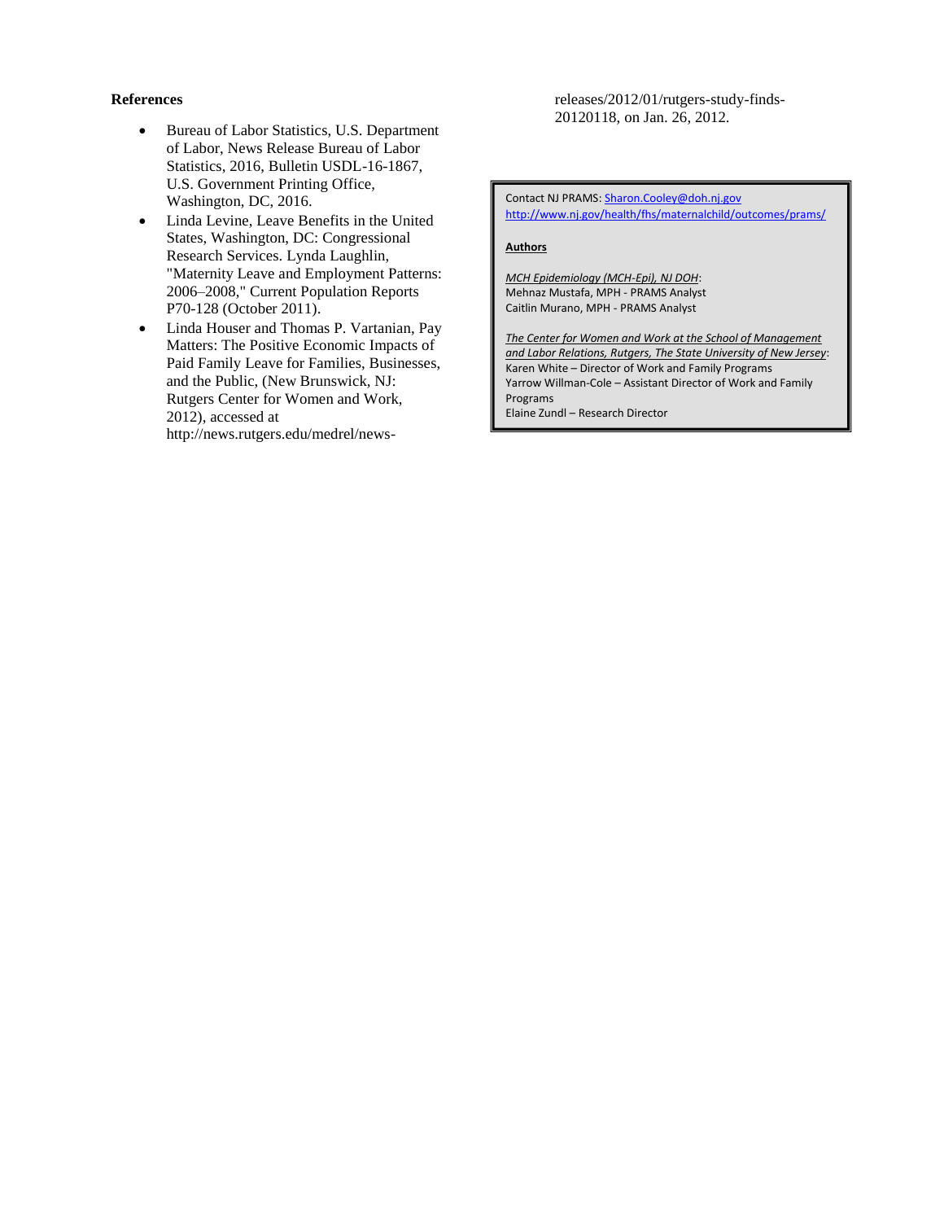**References**

- Bureau of Labor Statistics, U.S. Department of Labor, News Release Bureau of Labor Statistics, 2016, Bulletin USDL-16-1867, U.S. Government Printing Office, Washington, DC, 2016.
- Linda Levine, Leave Benefits in the United States, Washington, DC: Congressional Research Services. Lynda Laughlin, "Maternity Leave and Employment Patterns: 2006–2008," Current Population Reports P70-128 (October 2011).
- Linda Houser and Thomas P. Vartanian, Pay Matters: The Positive Economic Impacts of Paid Family Leave for Families, Businesses, and the Public, (New Brunswick, NJ: Rutgers Center for Women and Work, 2012), accessed at http://news.rutgers.edu/medrel/news-releases/2012/01/rutgers-study-finds-20120118, on Jan. 26, 2012.

Contact NJ PRAMS: Sharon.Cooley@doh.nj.gov
http://www.nj.gov/health/fhs/maternalchild/outcomes/prams/

**Authors**

*MCH Epidemiology (MCH-Epi), NJ DOH*:
Mehnaz Mustafa, MPH - PRAMS Analyst
Caitlin Murano, MPH - PRAMS Analyst

*The Center for Women and Work at the School of Management and Labor Relations, Rutgers, The State University of New Jersey*:
Karen White – Director of Work and Family Programs
Yarrow Willman-Cole – Assistant Director of Work and Family Programs
Elaine Zundl – Research Director